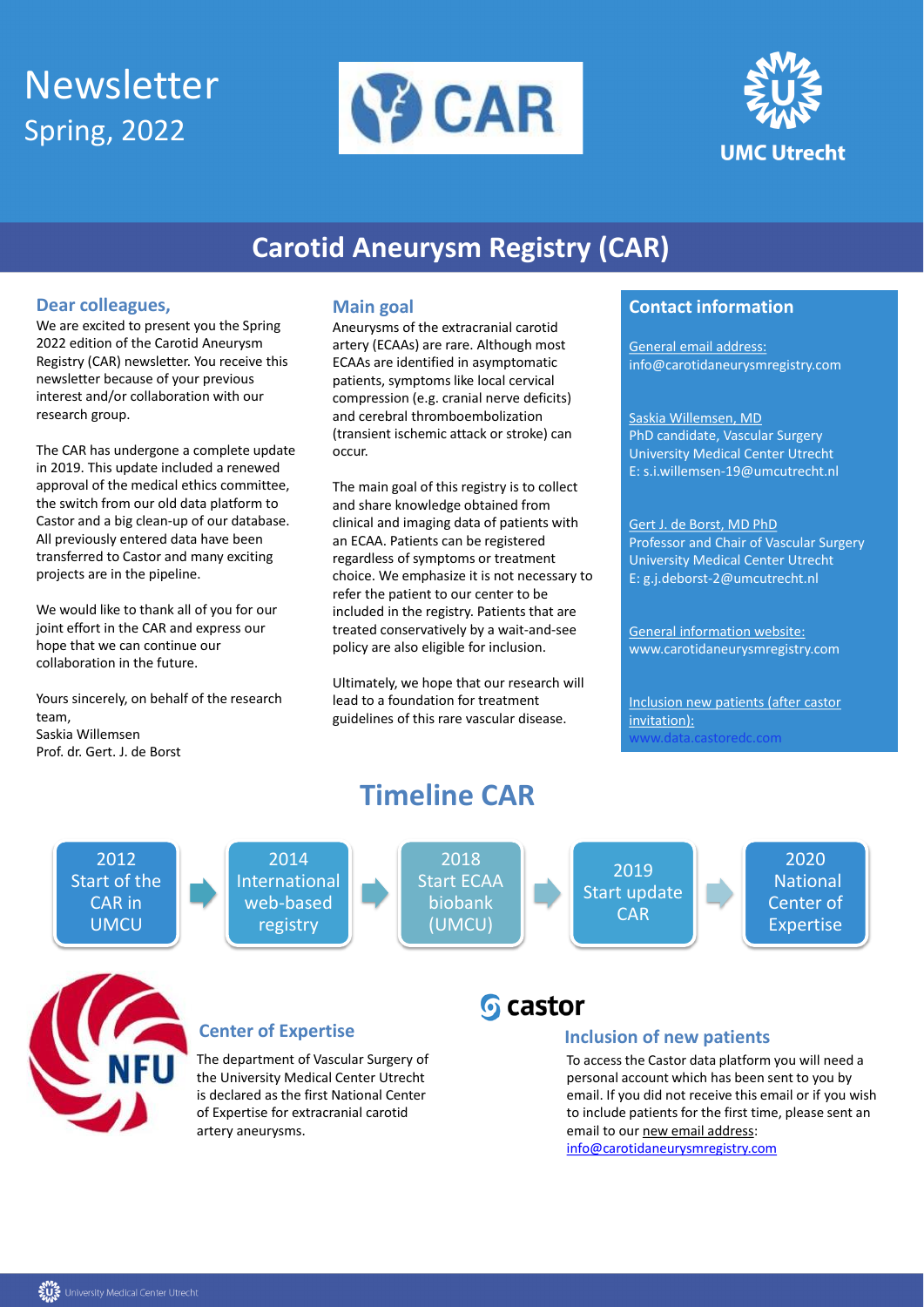# Newsletter
Spring, 2022

## Carotid Aneurysm Registry (CAR)

### Dear colleagues,

We are excited to present you the Spring 2022 edition of the Carotid Aneurysm Registry (CAR) newsletter. You receive this newsletter because of your previous interest and/or collaboration with our research group.

The CAR has undergone a complete update in 2019. This update included a renewed approval of the medical ethics committee, the switch from our old data platform to Castor and a big clean-up of our database. All previously entered data have been transferred to Castor and many exciting projects are in the pipeline.

We would like to thank all of you for our joint effort in the CAR and express our hope that we can continue our collaboration in the future.

Yours sincerely, on behalf of the research team,
Saskia Willemsen
Prof. dr. Gert. J. de Borst

### Main goal

Aneurysms of the extracranial carotid artery (ECAAs) are rare. Although most ECAAs are identified in asymptomatic patients, symptoms like local cervical compression (e.g. cranial nerve deficits) and cerebral thromboembolization (transient ischemic attack or stroke) can occur.

The main goal of this registry is to collect and share knowledge obtained from clinical and imaging data of patients with an ECAA. Patients can be registered regardless of symptoms or treatment choice. We emphasize it is not necessary to refer the patient to our center to be included in the registry. Patients that are treated conservatively by a wait-and-see policy are also eligible for inclusion.

Ultimately, we hope that our research will lead to a foundation for treatment guidelines of this rare vascular disease.

### Contact information

General email address:
info@carotidaneurysmregistry.com

Saskia Willemsen, MD
PhD candidate, Vascular Surgery
University Medical Center Utrecht
E: s.i.willemsen-19@umcutrecht.nl

Gert J. de Borst, MD PhD
Professor and Chair of Vascular Surgery
University Medical Center Utrecht
E: g.j.deborst-2@umcutrecht.nl

General information website:
www.carotidaneurysmregistry.com

Inclusion new patients (after castor invitation):
www.data.castoredc.com

## Timeline CAR

- 2012 Start of the CAR in UMCU
- 2014 International web-based registry
- 2018 Start ECAA biobank (UMCU)
- 2019 Start update CAR
- 2020 National Center of Expertise

### Center of Expertise

The department of Vascular Surgery of the University Medical Center Utrecht is declared as the first National Center of Expertise for extracranial carotid artery aneurysms.

### Inclusion of new patients

To access the Castor data platform you will need a personal account which has been sent to you by email. If you did not receive this email or if you wish to include patients for the first time, please sent an email to our new email address: info@carotidaneurysmregistry.com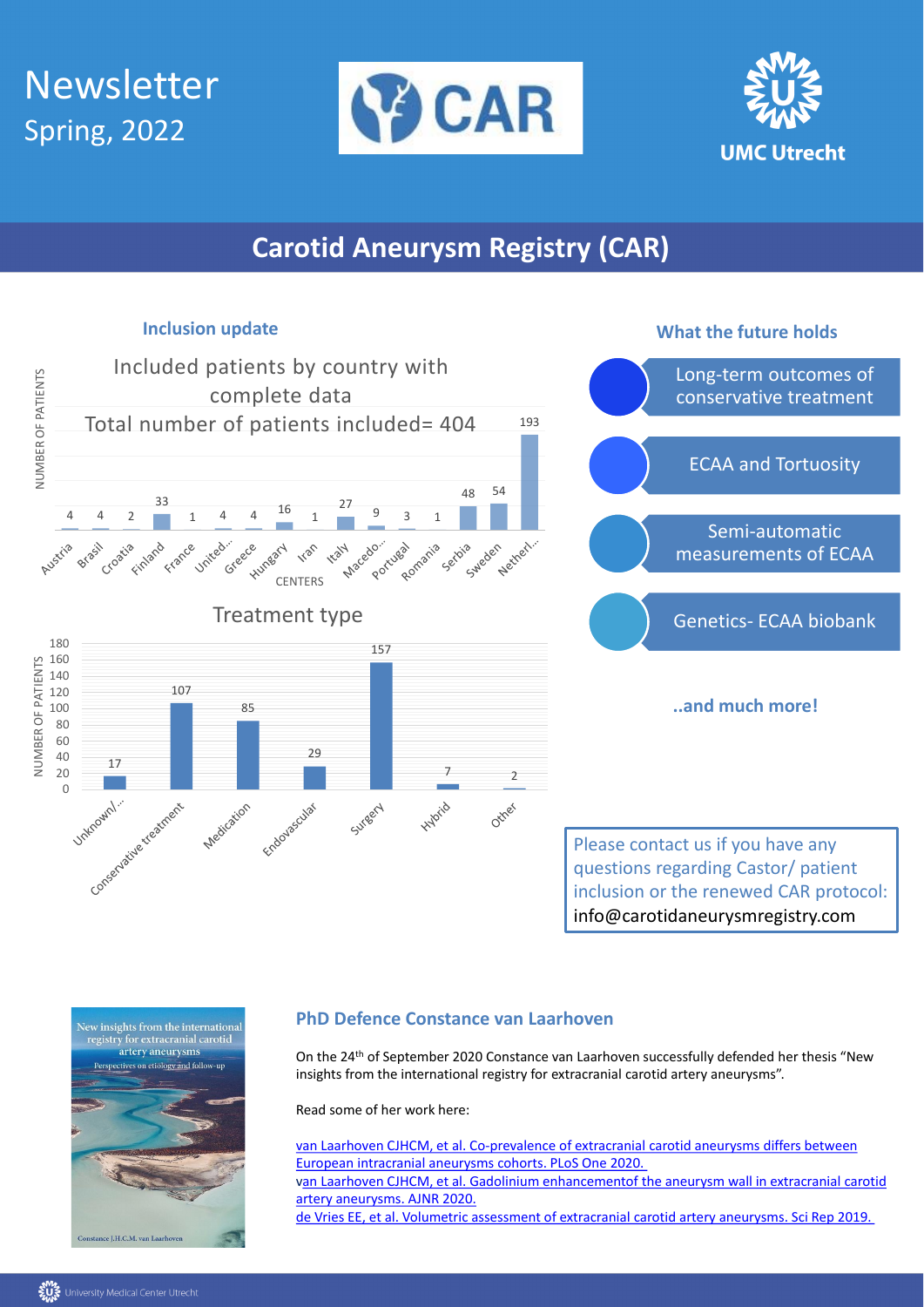# Newsletter
Spring, 2022

## Carotid Aneurysm Registry (CAR)

### Inclusion update

Included patients by country with complete data

Total number of patients included= 404

NUMBER OF PATIENTS

Austria 4, Brasil 4, Croatia 2, Finland 33, France 1, United... 4, Greece 4, Hungary 16, Iran 1, Italy 27, Macedo... 9, Portugal 3, Romania 1, Serbia 48, Sweden 54, Netherl... 193

CENTERS

Treatment type

NUMBER OF PATIENTS

0, 20, 40, 60, 80, 100, 120, 140, 160, 180

Unknown/... 17, Conservative treatment 107, Medication 85, Endovascular 29, Surgery 157, Hybrid 7, Other 2

### What the future holds

- Long-term outcomes of conservative treatment
- ECAA and Tortuosity
- Semi-automatic measurements of ECAA
- Genetics- ECAA biobank

**..and much more!**

Please contact us if you have any questions regarding Castor/ patient inclusion or the renewed CAR protocol: info@carotidaneurysmregistry.com

### PhD Defence Constance van Laarhoven

On the 24th of September 2020 Constance van Laarhoven successfully defended her thesis "New insights from the international registry for extracranial carotid artery aneurysms".

Read some of her work here:

van Laarhoven CJHCM, et al. Co-prevalence of extracranial carotid aneurysms differs between European intracranial aneurysms cohorts. PLoS One 2020.

van Laarhoven CJHCM, et al. Gadolinium enhancementof the aneurysm wall in extracranial carotid artery aneurysms. AJNR 2020.

de Vries EE, et al. Volumetric assessment of extracranial carotid artery aneurysms. Sci Rep 2019.